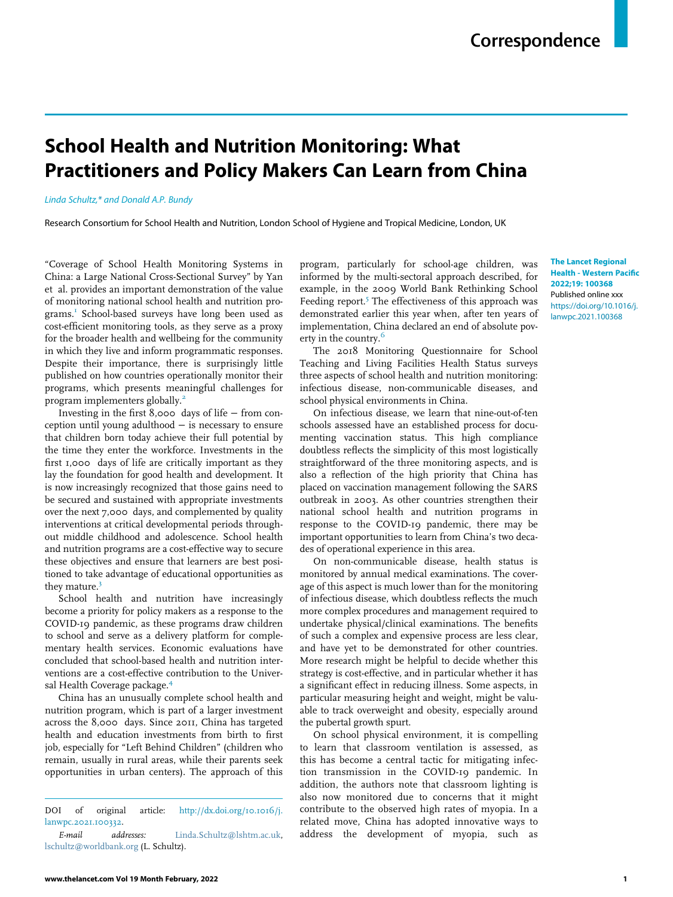# School Health and Nutrition Monitoring: What Practitioners and Policy Makers Can Learn from China

*Linda Schultz,\* and Donald A.P. Bundy*

Research Consortium for School Health and Nutrition, London School of Hygiene and Tropical Medicine, London, UK

**The Lancet Regional Health - Western Pacific 2022;19: 100368**
Published online xxx
https://doi.org/10.1016/j.lanwpc.2021.100368

"Coverage of School Health Monitoring Systems in China: a Large National Cross-Sectional Survey" by Yan et al. provides an important demonstration of the value of monitoring national school health and nutrition programs.[1] School-based surveys have long been used as cost-efficient monitoring tools, as they serve as a proxy for the broader health and wellbeing for the community in which they live and inform programmatic responses. Despite their importance, there is surprisingly little published on how countries operationally monitor their programs, which presents meaningful challenges for program implementers globally.[2]

Investing in the first 8,000 days of life — from conception until young adulthood — is necessary to ensure that children born today achieve their full potential by the time they enter the workforce. Investments in the first 1,000 days of life are critically important as they lay the foundation for good health and development. It is now increasingly recognized that those gains need to be secured and sustained with appropriate investments over the next 7,000 days, and complemented by quality interventions at critical developmental periods throughout middle childhood and adolescence. School health and nutrition programs are a cost-effective way to secure these objectives and ensure that learners are best positioned to take advantage of educational opportunities as they mature.[3]

School health and nutrition have increasingly become a priority for policy makers as a response to the COVID-19 pandemic, as these programs draw children to school and serve as a delivery platform for complementary health services. Economic evaluations have concluded that school-based health and nutrition interventions are a cost-effective contribution to the Universal Health Coverage package.[4]

China has an unusually complete school health and nutrition program, which is part of a larger investment across the 8,000 days. Since 2011, China has targeted health and education investments from birth to first job, especially for "Left Behind Children" (children who remain, usually in rural areas, while their parents seek opportunities in urban centers). The approach of this program, particularly for school-age children, was informed by the multi-sectoral approach described, for example, in the 2009 World Bank Rethinking School Feeding report.[5] The effectiveness of this approach was demonstrated earlier this year when, after ten years of implementation, China declared an end of absolute poverty in the country.[6]

The 2018 Monitoring Questionnaire for School Teaching and Living Facilities Health Status surveys three aspects of school health and nutrition monitoring: infectious disease, non-communicable diseases, and school physical environments in China.

On infectious disease, we learn that nine-out-of-ten schools assessed have an established process for documenting vaccination status. This high compliance doubtless reflects the simplicity of this most logistically straightforward of the three monitoring aspects, and is also a reflection of the high priority that China has placed on vaccination management following the SARS outbreak in 2003. As other countries strengthen their national school health and nutrition programs in response to the COVID-19 pandemic, there may be important opportunities to learn from China's two decades of operational experience in this area.

On non-communicable disease, health status is monitored by annual medical examinations. The coverage of this aspect is much lower than for the monitoring of infectious disease, which doubtless reflects the much more complex procedures and management required to undertake physical/clinical examinations. The benefits of such a complex and expensive process are less clear, and have yet to be demonstrated for other countries. More research might be helpful to decide whether this strategy is cost-effective, and in particular whether it has a significant effect in reducing illness. Some aspects, in particular measuring height and weight, might be valuable to track overweight and obesity, especially around the pubertal growth spurt.

On school physical environment, it is compelling to learn that classroom ventilation is assessed, as this has become a central tactic for mitigating infection transmission in the COVID-19 pandemic. In addition, the authors note that classroom lighting is also now monitored due to concerns that it might contribute to the observed high rates of myopia. In a related move, China has adopted innovative ways to address the development of myopia, such as

DOI of original article: http://dx.doi.org/10.1016/j.lanwpc.2021.100332.

*E-mail addresses:* Linda.Schultz@lshtm.ac.uk, lschultz@worldbank.org (L. Schultz).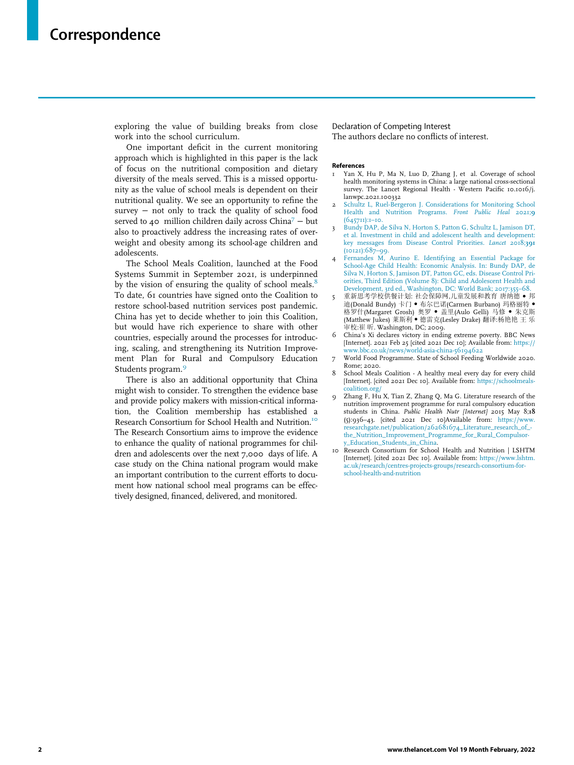exploring the value of building breaks from close work into the school curriculum.

One important deficit in the current monitoring approach which is highlighted in this paper is the lack of focus on the nutritional composition and dietary diversity of the meals served. This is a missed opportunity as the value of school meals is dependent on their nutritional quality. We see an opportunity to refine the survey – not only to track the quality of school food served to 40 million children daily across China[7] – but also to proactively address the increasing rates of overweight and obesity among its school-age children and adolescents.

The School Meals Coalition, launched at the Food Systems Summit in September 2021, is underpinned by the vision of ensuring the quality of school meals.[8] To date, 61 countries have signed onto the Coalition to restore school-based nutrition services post pandemic. China has yet to decide whether to join this Coalition, but would have rich experience to share with other countries, especially around the processes for introducing, scaling, and strengthening its Nutrition Improvement Plan for Rural and Compulsory Education Students program.[9]

There is also an additional opportunity that China might wish to consider. To strengthen the evidence base and provide policy makers with mission-critical information, the Coalition membership has established a Research Consortium for School Health and Nutrition.[10] The Research Consortium aims to improve the evidence to enhance the quality of national programmes for children and adolescents over the next 7,000 days of life. A case study on the China national program would make an important contribution to the current efforts to document how national school meal programs can be effectively designed, financed, delivered, and monitored.

Declaration of Competing Interest
The authors declare no conflicts of interest.

**References**

1. Yan X, Hu P, Ma N, Luo D, Zhang J, et al. Coverage of school health monitoring systems in China: a large national cross-sectional survey. The Lancet Regional Health - Western Pacific 10.1016/j.lanwpc.2021.100332
2. Schultz L, Ruel-Bergeron J. Considerations for Monitoring School Health and Nutrition Programs. *Front Public Heal* 2021;**9** (645711):1–10.
3. Bundy DAP, de Silva N, Horton S, Patton G, Schultz L, Jamison DT, et al. Investment in child and adolescent health and development: key messages from Disease Control Priorities. *Lancet* 2018;**391** (10121):687–99.
4. Fernandes M, Aurino E. Identifying an Essential Package for School-Age Child Health: Economic Analysis. In: Bundy DAP, de Silva N, Horton S, Jamison DT, Patton GC, eds. Disease Control Priorities, Third Edition (Volume 8): Child and Adolescent Health and Development, 3rd ed., Washington, DC: World Bank; 2017:355–68.
5. 重新思考学校供餐计划: 社会保障网,儿童发展和教育 唐纳德 • 邦迪(Donald Bundy) 卡门 • 布尔巴诺(Carmen Burbano) 玛格丽特 • 格罗什(Margaret Grosh) 奥罗 • 盖里(Aulo Gelli) 马修 • 朱克斯(Matthew Jukes) 莱斯利 • 德雷克(Lesley Drake) 翻译:杨艳艳 王 乐 审校:崔 昕. Washington, DC; 2009.
6. China's Xi declares victory in ending extreme poverty. BBC News [Internet]. 2021 Feb 25 [cited 2021 Dec 10]; Available from: https://www.bbc.co.uk/news/world-asia-china-56194622
7. World Food Programme. State of School Feeding Worldwide 2020. Rome; 2020.
8. School Meals Coalition - A healthy meal every day for every child [Internet]. [cited 2021 Dec 10]. Available from: https://schoolmeals-coalition.org/
9. Zhang F, Hu X, Tian Z, Zhang Q, Ma G. Literature research of the nutrition improvement programme for rural compulsory education students in China. *Public Health Nutr [Internet]* 2015 May 8;**18** (5):936–43. [cited 2021 Dec 10]Available from: https://www.researchgate.net/publication/262681674_Literature_research_of_-the_Nutrition_Improvement_Programme_for_Rural_Compulsory_Education_Students_in_China.
10. Research Consortium for School Health and Nutrition | LSHTM [Internet]. [cited 2021 Dec 10]. Available from: https://www.lshtm.ac.uk/research/centres-projects-groups/research-consortium-for-school-health-and-nutrition